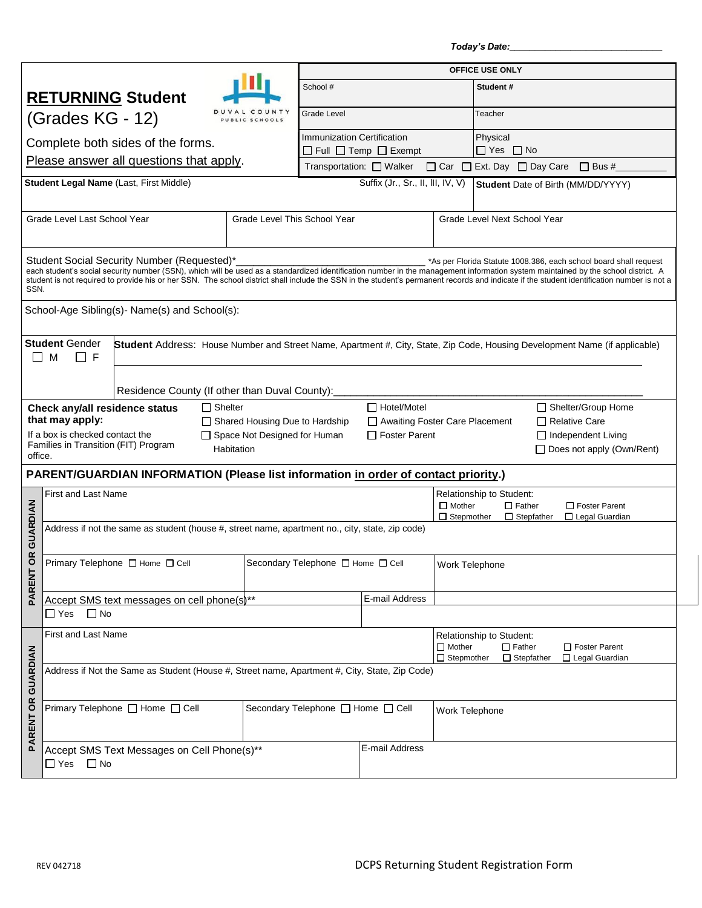*Today's Date:*\_\_\_\_\_\_\_\_\_\_\_\_\_\_\_\_\_\_\_\_\_\_\_\_\_\_\_\_\_\_

# **RETURNING Student** (Grades KG - 12)

DUVAL COUNTY PUBLIC SCHOOLS

Complete both sides of the forms.

Please answer all questions that apply.

| OFFICE USE ONLY | |
|---|---|
| School # | **Student #** |
| Grade Level | Teacher |
| Immunization Certification ☐ Full ☐ Temp ☐ Exempt | Physical ☐ Yes ☐ No |
| Transportation: ☐ Walker ☐ Car ☐ Ext. Day ☐ Day Care ☐ Bus #\_\_\_\_\_\_\_\_\_ | |

| **Student Legal Name** (Last, First Middle) | Suffix (Jr., Sr., II, III, IV, V) | **Student** Date of Birth (MM/DD/YYYY) |
|---|---|---|
| | | |

| Grade Level Last School Year | Grade Level This School Year | Grade Level Next School Year |
|---|---|---|
| | | |

Student Social Security Number (Requested)*\_\_\_\_\_\_\_\_\_\_\_\_\_\_\_\_\_\_\_\_\_\_\_\_\_\_\_\_\_\_\_\_ *As per Florida Statute 1008.386, each school board shall request each student's social security number (SSN), which will be used as a standardized identification number in the management information system maintained by the school district. A student is not required to provide his or her SSN. The school district shall include the SSN in the student's permanent records and indicate if the student identification number is not a SSN.

School-Age Sibling(s)- Name(s) and School(s):

**Student** Gender ☐ M ☐ F

**Student** Address: House Number and Street Name, Apartment #, City, State, Zip Code, Housing Development Name (if applicable)

\_\_\_\_\_\_\_\_\_\_\_\_\_\_\_\_\_\_\_\_\_\_\_\_\_\_\_\_\_\_\_\_\_\_\_\_\_\_\_\_\_\_\_\_\_\_\_\_\_\_\_\_\_\_\_\_\_\_\_\_\_\_\_\_\_\_\_\_\_\_\_\_\_\_\_\_\_\_\_\_\_\_\_\_\_\_\_\_

Residence County (If other than Duval County):\_\_\_\_\_\_\_\_\_\_\_\_\_\_\_\_\_\_\_\_\_\_\_\_\_\_\_\_\_\_\_\_\_\_\_\_\_\_\_\_\_\_\_\_\_\_\_\_\_\_\_\_\_\_

**Check any/all residence status that may apply:**

If a box is checked contact the Families in Transition (FIT) Program office.

| | | |
|---|---|---|
| ☐ Shelter | ☐ Hotel/Motel | ☐ Shelter/Group Home |
| ☐ Shared Housing Due to Hardship | ☐ Awaiting Foster Care Placement | ☐ Relative Care |
| ☐ Space Not Designed for Human Habitation | ☐ Foster Parent | ☐ Independent Living |
| | | ☐ Does not apply (Own/Rent) |

## PARENT/GUARDIAN INFORMATION (Please list information in order of contact priority.)

### PARENT OR GUARDIAN

| First and Last Name | | Relationship to Student: ☐ Mother ☐ Father ☐ Foster Parent ☐ Stepmother ☐ Stepfather ☐ Legal Guardian |
|---|---|---|
| Address if not the same as student (house #, street name, apartment no., city, state, zip code) | | |
| Primary Telephone ☐ Home ☐ Cell | Secondary Telephone ☐ Home ☐ Cell | Work Telephone |
| Accept SMS text messages on cell phone(s)** ☐ Yes ☐ No | E-mail Address | |

### PARENT OR GUARDIAN

| First and Last Name | | Relationship to Student: ☐ Mother ☐ Father ☐ Foster Parent ☐ Stepmother ☐ Stepfather ☐ Legal Guardian |
|---|---|---|
| Address if Not the Same as Student (House #, Street name, Apartment #, City, State, Zip Code) | | |
| Primary Telephone ☐ Home ☐ Cell | Secondary Telephone ☐ Home ☐ Cell | Work Telephone |
| Accept SMS Text Messages on Cell Phone(s)** ☐ Yes ☐ No | E-mail Address | |

REV 042718

DCPS Returning Student Registration Form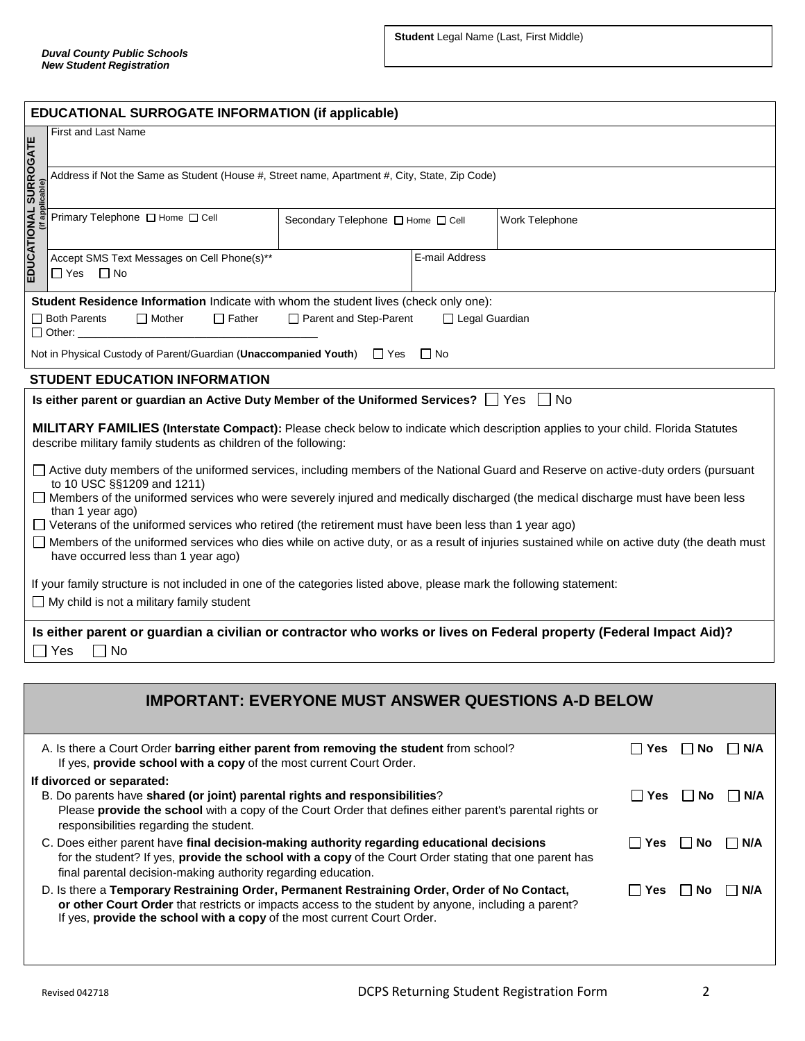*Duval County Public Schools*
*New Student Registration*

**Student** Legal Name (Last, First Middle)

## EDUCATIONAL SURROGATE INFORMATION (if applicable)

**EDUCATIONAL SURROGATE (if applicable)**

| | | |
|---|---|---|
| First and Last Name | | |
| Address if Not the Same as Student (House #, Street name, Apartment #, City, State, Zip Code) | | |
| Primary Telephone ☐ Home ☐ Cell | Secondary Telephone ☐ Home ☐ Cell | Work Telephone |
| Accept SMS Text Messages on Cell Phone(s)** ☐ Yes ☐ No | E-mail Address | |

**Student Residence Information** Indicate with whom the student lives (check only one):

☐ Both Parents ☐ Mother ☐ Father ☐ Parent and Step-Parent ☐ Legal Guardian
☐ Other: ___________________________________

Not in Physical Custody of Parent/Guardian (**Unaccompanied Youth**) ☐ Yes ☐ No

## STUDENT EDUCATION INFORMATION

**Is either parent or guardian an Active Duty Member of the Uniformed Services?** ☐ Yes ☐ No

**MILITARY FAMILIES (Interstate Compact):** Please check below to indicate which description applies to your child. Florida Statutes describe military family students as children of the following:

☐ Active duty members of the uniformed services, including members of the National Guard and Reserve on active-duty orders (pursuant to 10 USC §§1209 and 1211)
☐ Members of the uniformed services who were severely injured and medically discharged (the medical discharge must have been less than 1 year ago)
☐ Veterans of the uniformed services who retired (the retirement must have been less than 1 year ago)
☐ Members of the uniformed services who dies while on active duty, or as a result of injuries sustained while on active duty (the death must have occurred less than 1 year ago)

If your family structure is not included in one of the categories listed above, please mark the following statement:

☐ My child is not a military family student

**Is either parent or guardian a civilian or contractor who works or lives on Federal property (Federal Impact Aid)?**
☐ Yes ☐ No

## IMPORTANT: EVERYONE MUST ANSWER QUESTIONS A-D BELOW

A. Is there a Court Order **barring either parent from removing the student** from school? If yes, **provide school with a copy** of the most current Court Order. ☐ **Yes** ☐ **No** ☐ **N/A**

**If divorced or separated:**

B. Do parents have **shared (or joint) parental rights and responsibilities**? Please **provide the school** with a copy of the Court Order that defines either parent's parental rights or responsibilities regarding the student. ☐ **Yes** ☐ **No** ☐ **N/A**

C. Does either parent have **final decision-making authority regarding educational decisions** for the student? If yes, **provide the school with a copy** of the Court Order stating that one parent has final parental decision-making authority regarding education. ☐ **Yes** ☐ **No** ☐ **N/A**

D. Is there a **Temporary Restraining Order, Permanent Restraining Order, Order of No Contact, or other Court Order** that restricts or impacts access to the student by anyone, including a parent? If yes, **provide the school with a copy** of the most current Court Order. ☐ **Yes** ☐ **No** ☐ **N/A**

Revised 042718 DCPS Returning Student Registration Form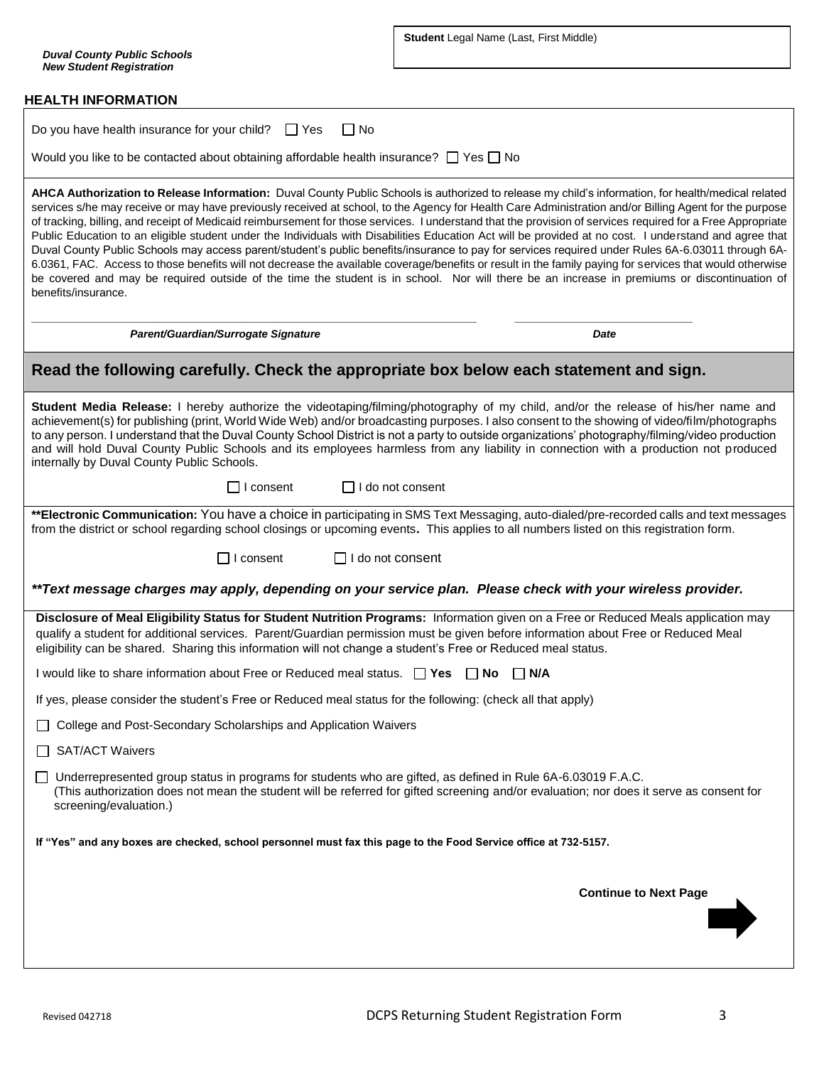*Duval County Public Schools*
*New Student Registration*

**Student** Legal Name (Last, First Middle)

## HEALTH INFORMATION

Do you have health insurance for your child? ☐ Yes ☐ No

Would you like to be contacted about obtaining affordable health insurance? ☐ Yes ☐ No

**AHCA Authorization to Release Information:** Duval County Public Schools is authorized to release my child's information, for health/medical related services s/he may receive or may have previously received at school, to the Agency for Health Care Administration and/or Billing Agent for the purpose of tracking, billing, and receipt of Medicaid reimbursement for those services. I understand that the provision of services required for a Free Appropriate Public Education to an eligible student under the Individuals with Disabilities Education Act will be provided at no cost. I understand and agree that Duval County Public Schools may access parent/student's public benefits/insurance to pay for services required under Rules 6A-6.03011 through 6A-6.0361, FAC. Access to those benefits will not decrease the available coverage/benefits or result in the family paying for services that would otherwise be covered and may be required outside of the time the student is in school. Nor will there be an increase in premiums or discontinuation of benefits/insurance.

\_\_\_\_\_\_\_\_\_\_\_\_\_\_\_\_\_\_\_\_\_\_\_\_\_\_\_\_\_\_\_\_\_\_\_\_\_\_\_\_ \_\_\_\_\_\_\_\_\_\_\_\_\_\_\_\_\_\_\_\_
***Parent/Guardian/Surrogate Signature*** ***Date***

## Read the following carefully. Check the appropriate box below each statement and sign.

**Student Media Release:** I hereby authorize the videotaping/filming/photography of my child, and/or the release of his/her name and achievement(s) for publishing (print, World Wide Web) and/or broadcasting purposes. I also consent to the showing of video/film/photographs to any person. I understand that the Duval County School District is not a party to outside organizations' photography/filming/video production and will hold Duval County Public Schools and its employees harmless from any liability in connection with a production not produced internally by Duval County Public Schools.

☐ I consent ☐ I do not consent

****Electronic Communication:** You have a choice in participating in SMS Text Messaging, auto-dialed/pre-recorded calls and text messages from the district or school regarding school closings or upcoming events**.** This applies to all numbers listed on this registration form.

☐ I consent ☐ I do not consent

***\*\*Text message charges may apply, depending on your service plan. Please check with your wireless provider.***

**Disclosure of Meal Eligibility Status for Student Nutrition Programs:** Information given on a Free or Reduced Meals application may qualify a student for additional services. Parent/Guardian permission must be given before information about Free or Reduced Meal eligibility can be shared. Sharing this information will not change a student's Free or Reduced meal status.

I would like to share information about Free or Reduced meal status. ☐ **Yes** ☐ **No** ☐ **N/A**

If yes, please consider the student's Free or Reduced meal status for the following: (check all that apply)

☐ College and Post-Secondary Scholarships and Application Waivers

☐ SAT/ACT Waivers

☐ Underrepresented group status in programs for students who are gifted, as defined in Rule 6A-6.03019 F.A.C. (This authorization does not mean the student will be referred for gifted screening and/or evaluation; nor does it serve as consent for screening/evaluation.)

**If "Yes" and any boxes are checked, school personnel must fax this page to the Food Service office at 732-5157.**

**Continue to Next Page** ➡

Revised 042718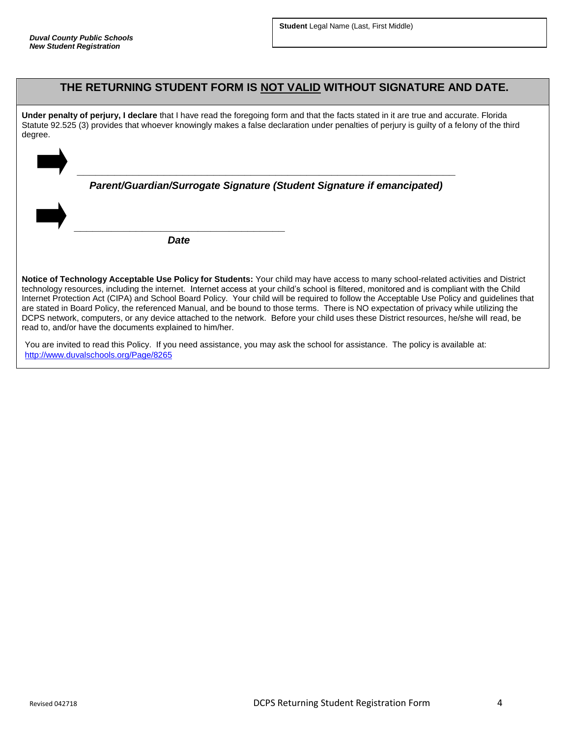**Student** Legal Name (Last, First Middle)

***Duval County Public Schools***
***New Student Registration***

## THE RETURNING STUDENT FORM IS NOT VALID WITHOUT SIGNATURE AND DATE.

**Under penalty of perjury, I declare** that I have read the foregoing form and that the facts stated in it are true and accurate. Florida Statute 92.525 (3) provides that whoever knowingly makes a false declaration under penalties of perjury is guilty of a felony of the third degree.

➡ ______________________________________________________________________

***Parent/Guardian/Surrogate Signature (Student Signature if emancipated)***

➡ ________________________________________

***Date***

**Notice of Technology Acceptable Use Policy for Students:** Your child may have access to many school-related activities and District technology resources, including the internet. Internet access at your child's school is filtered, monitored and is compliant with the Child Internet Protection Act (CIPA) and School Board Policy. Your child will be required to follow the Acceptable Use Policy and guidelines that are stated in Board Policy, the referenced Manual, and be bound to those terms. There is NO expectation of privacy while utilizing the DCPS network, computers, or any device attached to the network. Before your child uses these District resources, he/she will read, be read to, and/or have the documents explained to him/her.

You are invited to read this Policy. If you need assistance, you may ask the school for assistance. The policy is available at: http://www.duvalschools.org/Page/8265

Revised 042718 DCPS Returning Student Registration Form